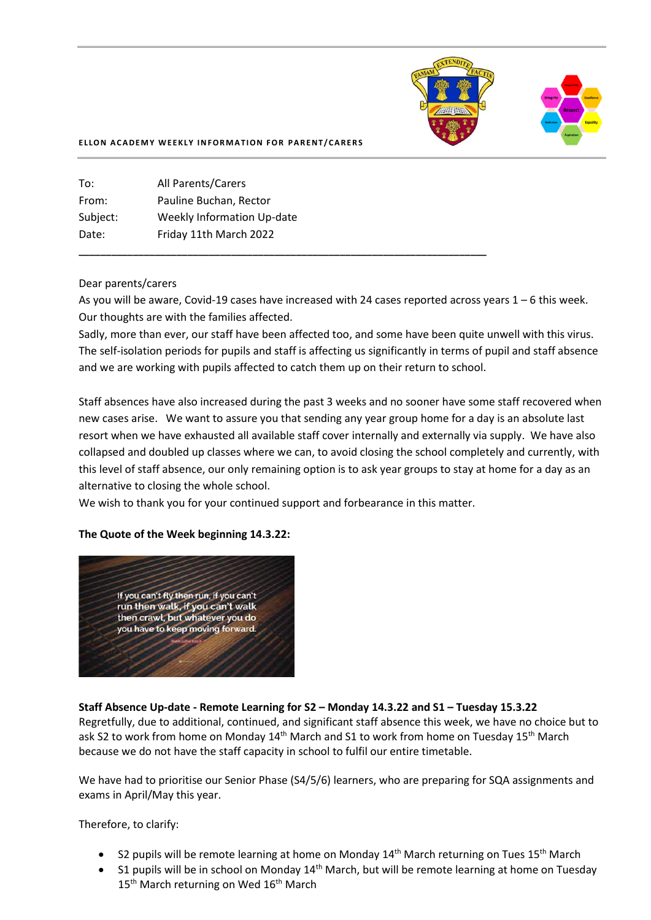**ELLON ACADEMY WEEKLY INFORMATION FOR PARENT/CARERS**

| | |
|---|---|
| To: | All Parents/Carers |
| From: | Pauline Buchan, Rector |
| Subject: | Weekly Information Up-date |
| Date: | Friday 11th March 2022 |

Dear parents/carers

As you will be aware, Covid-19 cases have increased with 24 cases reported across years 1 – 6 this week. Our thoughts are with the families affected.

Sadly, more than ever, our staff have been affected too, and some have been quite unwell with this virus. The self-isolation periods for pupils and staff is affecting us significantly in terms of pupil and staff absence and we are working with pupils affected to catch them up on their return to school.

Staff absences have also increased during the past 3 weeks and no sooner have some staff recovered when new cases arise. We want to assure you that sending any year group home for a day is an absolute last resort when we have exhausted all available staff cover internally and externally via supply. We have also collapsed and doubled up classes where we can, to avoid closing the school completely and currently, with this level of staff absence, our only remaining option is to ask year groups to stay at home for a day as an alternative to closing the whole school.

We wish to thank you for your continued support and forbearance in this matter.

**The Quote of the Week beginning 14.3.22:**

If you can't fly then run, if you can't run then walk, if you can't walk then crawl, but whatever you do you have to keep moving forward.

Martin Luther King Jr.

**Staff Absence Up-date - Remote Learning for S2 – Monday 14.3.22 and S1 – Tuesday 15.3.22**

Regretfully, due to additional, continued, and significant staff absence this week, we have no choice but to ask S2 to work from home on Monday 14th March and S1 to work from home on Tuesday 15th March because we do not have the staff capacity in school to fulfil our entire timetable.

We have had to prioritise our Senior Phase (S4/5/6) learners, who are preparing for SQA assignments and exams in April/May this year.

Therefore, to clarify:

- S2 pupils will be remote learning at home on Monday 14th March returning on Tues 15th March
- S1 pupils will be in school on Monday 14th March, but will be remote learning at home on Tuesday 15th March returning on Wed 16th March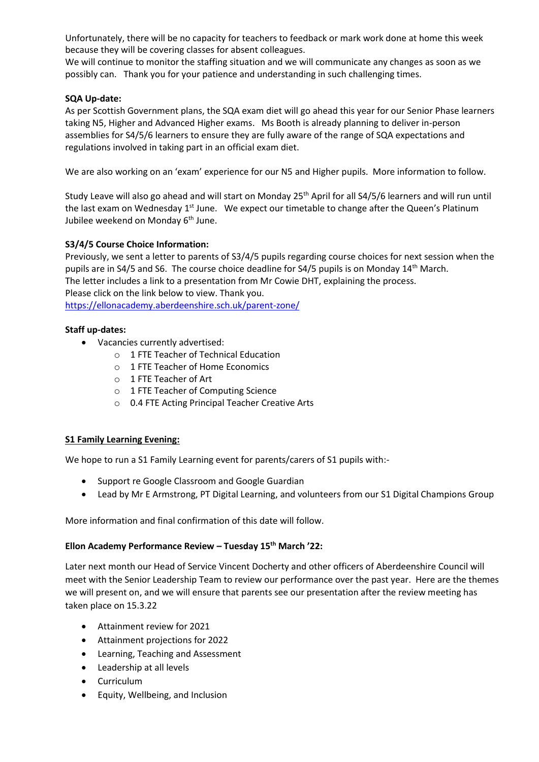Unfortunately, there will be no capacity for teachers to feedback or mark work done at home this week because they will be covering classes for absent colleagues.
We will continue to monitor the staffing situation and we will communicate any changes as soon as we possibly can. Thank you for your patience and understanding in such challenging times.

**SQA Up-date:**
As per Scottish Government plans, the SQA exam diet will go ahead this year for our Senior Phase learners taking N5, Higher and Advanced Higher exams. Ms Booth is already planning to deliver in-person assemblies for S4/5/6 learners to ensure they are fully aware of the range of SQA expectations and regulations involved in taking part in an official exam diet.

We are also working on an 'exam' experience for our N5 and Higher pupils. More information to follow.

Study Leave will also go ahead and will start on Monday 25th April for all S4/5/6 learners and will run until the last exam on Wednesday 1st June. We expect our timetable to change after the Queen's Platinum Jubilee weekend on Monday 6th June.

**S3/4/5 Course Choice Information:**
Previously, we sent a letter to parents of S3/4/5 pupils regarding course choices for next session when the pupils are in S4/5 and S6. The course choice deadline for S4/5 pupils is on Monday 14th March.
The letter includes a link to a presentation from Mr Cowie DHT, explaining the process.
Please click on the link below to view. Thank you.
https://ellonacademy.aberdeenshire.sch.uk/parent-zone/

**Staff up-dates:**

- Vacancies currently advertised:
  - 1 FTE Teacher of Technical Education
  - 1 FTE Teacher of Home Economics
  - 1 FTE Teacher of Art
  - 1 FTE Teacher of Computing Science
  - 0.4 FTE Acting Principal Teacher Creative Arts

**S1 Family Learning Evening:**

We hope to run a S1 Family Learning event for parents/carers of S1 pupils with:-

- Support re Google Classroom and Google Guardian
- Lead by Mr E Armstrong, PT Digital Learning, and volunteers from our S1 Digital Champions Group

More information and final confirmation of this date will follow.

**Ellon Academy Performance Review – Tuesday 15th March '22:**

Later next month our Head of Service Vincent Docherty and other officers of Aberdeenshire Council will meet with the Senior Leadership Team to review our performance over the past year. Here are the themes we will present on, and we will ensure that parents see our presentation after the review meeting has taken place on 15.3.22

- Attainment review for 2021
- Attainment projections for 2022
- Learning, Teaching and Assessment
- Leadership at all levels
- Curriculum
- Equity, Wellbeing, and Inclusion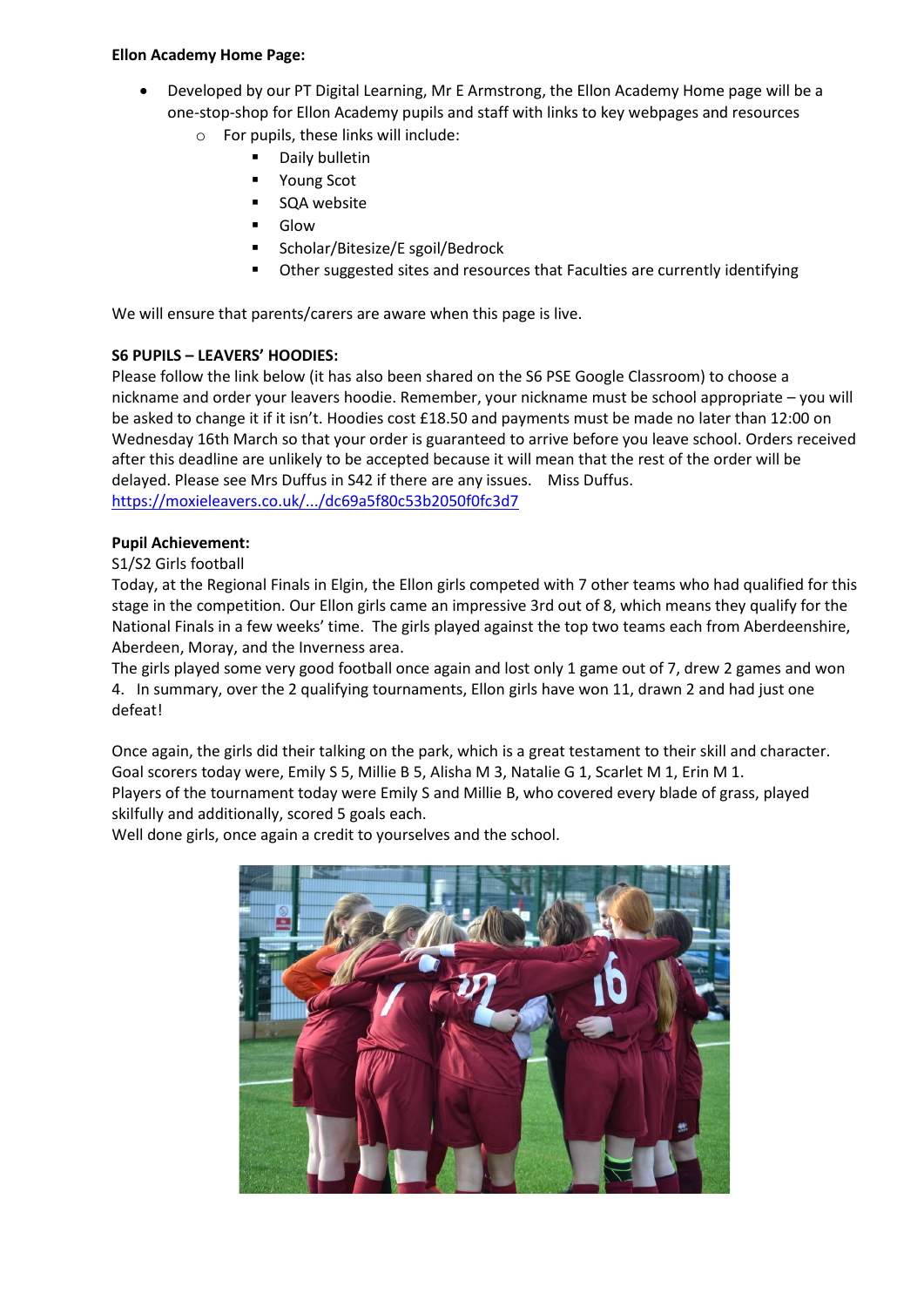**Ellon Academy Home Page:**

- Developed by our PT Digital Learning, Mr E Armstrong, the Ellon Academy Home page will be a one-stop-shop for Ellon Academy pupils and staff with links to key webpages and resources
    - For pupils, these links will include:
        - Daily bulletin
        - Young Scot
        - SQA website
        - Glow
        - Scholar/Bitesize/E sgoil/Bedrock
        - Other suggested sites and resources that Faculties are currently identifying

We will ensure that parents/carers are aware when this page is live.

**S6 PUPILS – LEAVERS' HOODIES:**

Please follow the link below (it has also been shared on the S6 PSE Google Classroom) to choose a nickname and order your leavers hoodie. Remember, your nickname must be school appropriate – you will be asked to change it if it isn't. Hoodies cost £18.50 and payments must be made no later than 12:00 on Wednesday 16th March so that your order is guaranteed to arrive before you leave school. Orders received after this deadline are unlikely to be accepted because it will mean that the rest of the order will be delayed. Please see Mrs Duffus in S42 if there are any issues. Miss Duffus.
https://moxieleavers.co.uk/.../dc69a5f80c53b2050f0fc3d7

**Pupil Achievement:**

S1/S2 Girls football

Today, at the Regional Finals in Elgin, the Ellon girls competed with 7 other teams who had qualified for this stage in the competition. Our Ellon girls came an impressive 3rd out of 8, which means they qualify for the National Finals in a few weeks' time. The girls played against the top two teams each from Aberdeenshire, Aberdeen, Moray, and the Inverness area.

The girls played some very good football once again and lost only 1 game out of 7, drew 2 games and won 4. In summary, over the 2 qualifying tournaments, Ellon girls have won 11, drawn 2 and had just one defeat!

Once again, the girls did their talking on the park, which is a great testament to their skill and character. Goal scorers today were, Emily S 5, Millie B 5, Alisha M 3, Natalie G 1, Scarlet M 1, Erin M 1.

Players of the tournament today were Emily S and Millie B, who covered every blade of grass, played skilfully and additionally, scored 5 goals each.

Well done girls, once again a credit to yourselves and the school.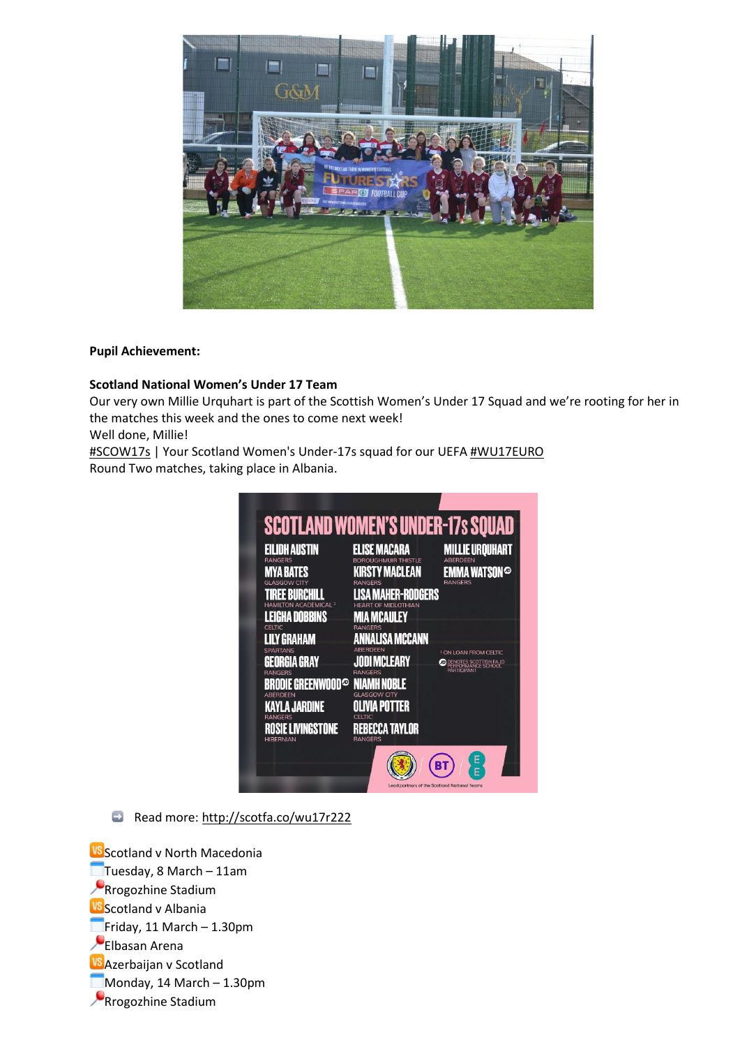**Pupil Achievement:**

**Scotland National Women's Under 17 Team**

Our very own Millie Urquhart is part of the Scottish Women's Under 17 Squad and we're rooting for her in the matches this week and the ones to come next week!

Well done, Millie!

#SCOW17s | Your Scotland Women's Under-17s squad for our UEFA #WU17EURO Round Two matches, taking place in Albania.

Read more: http://scotfa.co/wu17r222

Scotland v North Macedonia
Tuesday, 8 March – 11am
Rrogozhine Stadium
Scotland v Albania
Friday, 11 March – 1.30pm
Elbasan Arena
Azerbaijan v Scotland
Monday, 14 March – 1.30pm
Rrogozhine Stadium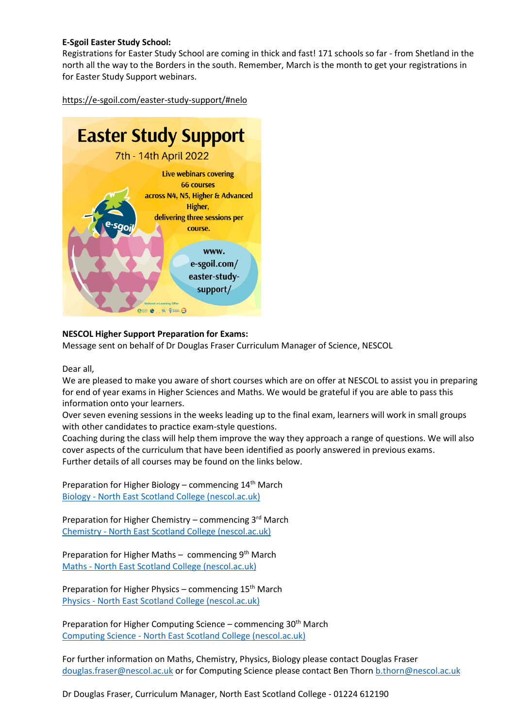**E-Sgoil Easter Study School:**
Registrations for Easter Study School are coming in thick and fast! 171 schools so far - from Shetland in the north all the way to the Borders in the south. Remember, March is the month to get your registrations in for Easter Study Support webinars.

https://e-sgoil.com/easter-study-support/#nelo

Easter Study Support

7th - 14th April 2022

Live webinars covering 66 courses across N4, N5, Higher & Advanced Higher, delivering three sessions per course.

www.e-sgoil.com/easter-study-support/

**NESCOL Higher Support Preparation for Exams:**
Message sent on behalf of Dr Douglas Fraser Curriculum Manager of Science, NESCOL

Dear all,
We are pleased to make you aware of short courses which are on offer at NESCOL to assist you in preparing for end of year exams in Higher Sciences and Maths. We would be grateful if you are able to pass this information onto your learners.
Over seven evening sessions in the weeks leading up to the final exam, learners will work in small groups with other candidates to practice exam-style questions.
Coaching during the class will help them improve the way they approach a range of questions. We will also cover aspects of the curriculum that have been identified as poorly answered in previous exams.
Further details of all courses may be found on the links below.

Preparation for Higher Biology – commencing 14th March
Biology - North East Scotland College (nescol.ac.uk)

Preparation for Higher Chemistry – commencing 3rd March
Chemistry - North East Scotland College (nescol.ac.uk)

Preparation for Higher Maths – commencing 9th March
Maths - North East Scotland College (nescol.ac.uk)

Preparation for Higher Physics – commencing 15th March
Physics - North East Scotland College (nescol.ac.uk)

Preparation for Higher Computing Science – commencing 30th March
Computing Science - North East Scotland College (nescol.ac.uk)

For further information on Maths, Chemistry, Physics, Biology please contact Douglas Fraser douglas.fraser@nescol.ac.uk or for Computing Science please contact Ben Thorn b.thorn@nescol.ac.uk

Dr Douglas Fraser, Curriculum Manager, North East Scotland College - 01224 612190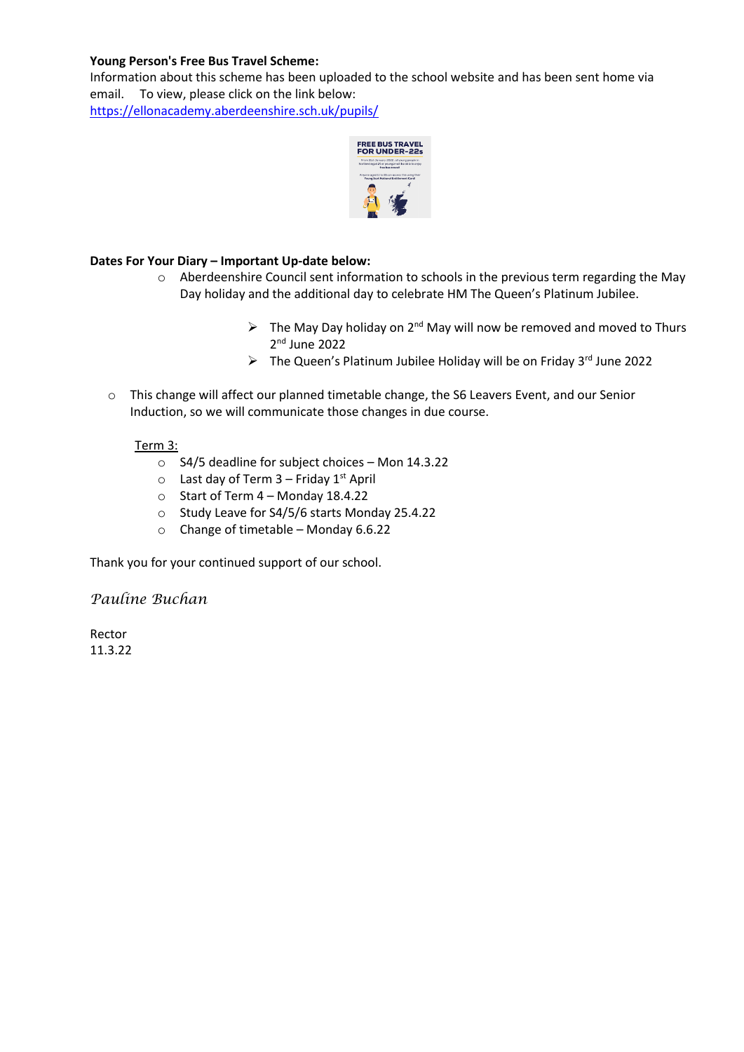**Young Person's Free Bus Travel Scheme:**

Information about this scheme has been uploaded to the school website and has been sent home via email. To view, please click on the link below:

https://ellonacademy.aberdeenshire.sch.uk/pupils/

**Dates For Your Diary – Important Up-date below:**

- Aberdeenshire Council sent information to schools in the previous term regarding the May Day holiday and the additional day to celebrate HM The Queen's Platinum Jubilee.
  - The May Day holiday on 2nd May will now be removed and moved to Thurs 2nd June 2022
  - The Queen's Platinum Jubilee Holiday will be on Friday 3rd June 2022
- This change will affect our planned timetable change, the S6 Leavers Event, and our Senior Induction, so we will communicate those changes in due course.

Term 3:

- S4/5 deadline for subject choices – Mon 14.3.22
- Last day of Term 3 – Friday 1st April
- Start of Term 4 – Monday 18.4.22
- Study Leave for S4/5/6 starts Monday 25.4.22
- Change of timetable – Monday 6.6.22

Thank you for your continued support of our school.

*Pauline Buchan*

Rector
11.3.22